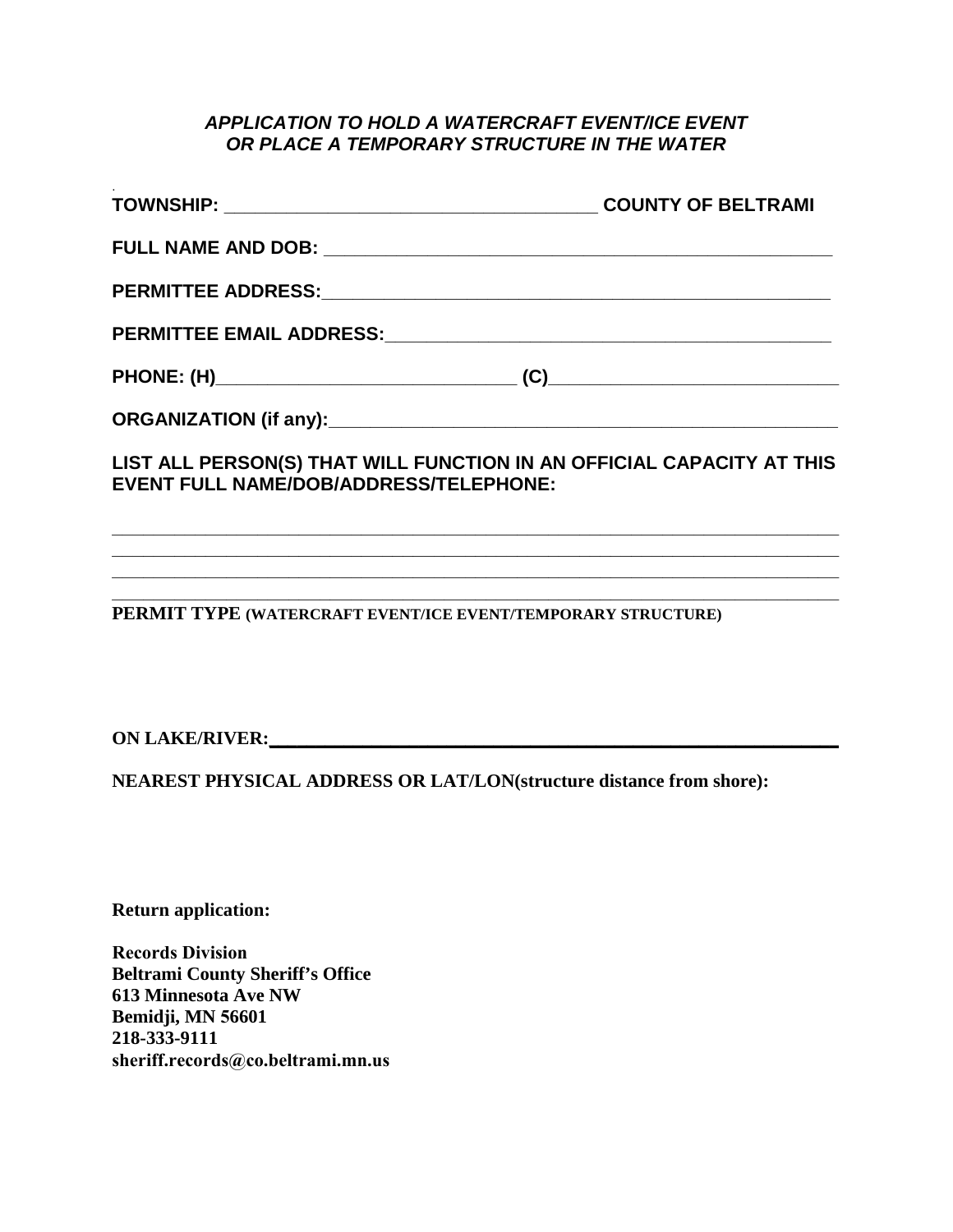***APPLICATION TO HOLD A WATERCRAFT EVENT/ICE EVENT OR PLACE A TEMPORARY STRUCTURE IN THE WATER***

**TOWNSHIP:** ____________________________________ **COUNTY OF BELTRAMI**

**FULL NAME AND DOB:** ____________________________________________________

**PERMITTEE ADDRESS:**____________________________________________________

**PERMITTEE EMAIL ADDRESS:**______________________________________________

**PHONE: (H)**_____________________________ **(C)**_____________________________

**ORGANIZATION (if any):**__________________________________________________

**LIST ALL PERSON(S) THAT WILL FUNCTION IN AN OFFICIAL CAPACITY AT THIS EVENT FULL NAME/DOB/ADDRESS/TELEPHONE:**

______________________________________________________________________________

______________________________________________________________________________

______________________________________________________________________________

______________________________________________________________________________

**PERMIT TYPE (WATERCRAFT EVENT/ICE EVENT/TEMPORARY STRUCTURE)**

**ON LAKE/RIVER:**____________________________________________________________

**NEAREST PHYSICAL ADDRESS OR LAT/LON(structure distance from shore):**

**Return application:**

**Records Division**
**Beltrami County Sheriff's Office**
**613 Minnesota Ave NW**
**Bemidji, MN 56601**
**218-333-9111**
**sheriff.records@co.beltrami.mn.us**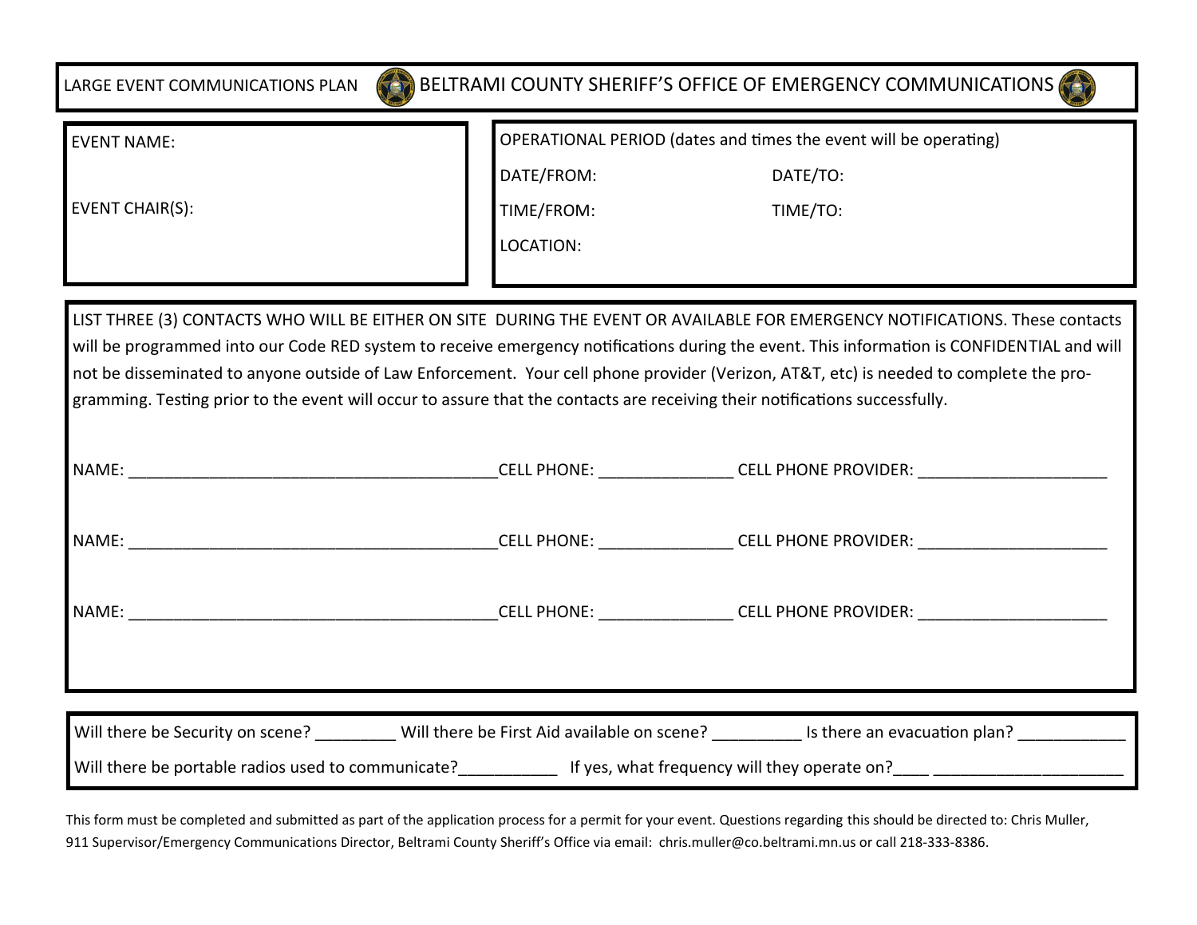LARGE EVENT COMMUNICATIONS PLAN — BELTRAMI COUNTY SHERIFF'S OFFICE OF EMERGENCY COMMUNICATIONS

EVENT NAME:

EVENT CHAIR(S):

OPERATIONAL PERIOD (dates and times the event will be operating)

DATE/FROM: DATE/TO:

TIME/FROM: TIME/TO:

LOCATION:

LIST THREE (3) CONTACTS WHO WILL BE EITHER ON SITE DURING THE EVENT OR AVAILABLE FOR EMERGENCY NOTIFICATIONS. These contacts will be programmed into our Code RED system to receive emergency notifications during the event. This information is CONFIDENTIAL and will not be disseminated to anyone outside of Law Enforcement. Your cell phone provider (Verizon, AT&T, etc) is needed to complete the programming. Testing prior to the event will occur to assure that the contacts are receiving their notifications successfully.

NAME: ________________________________________CELL PHONE: _______________ CELL PHONE PROVIDER: _____________________

NAME: ________________________________________CELL PHONE: _______________ CELL PHONE PROVIDER: _____________________

NAME: ________________________________________CELL PHONE: _______________ CELL PHONE PROVIDER: _____________________

Will there be Security on scene? _________ Will there be First Aid available on scene? _________ Is there an evacuation plan? ___________

Will there be portable radios used to communicate?__________ If yes, what frequency will they operate on?____ _____________________

This form must be completed and submitted as part of the application process for a permit for your event. Questions regarding this should be directed to: Chris Muller, 911 Supervisor/Emergency Communications Director, Beltrami County Sheriff's Office via email: chris.muller@co.beltrami.mn.us or call 218-333-8386.